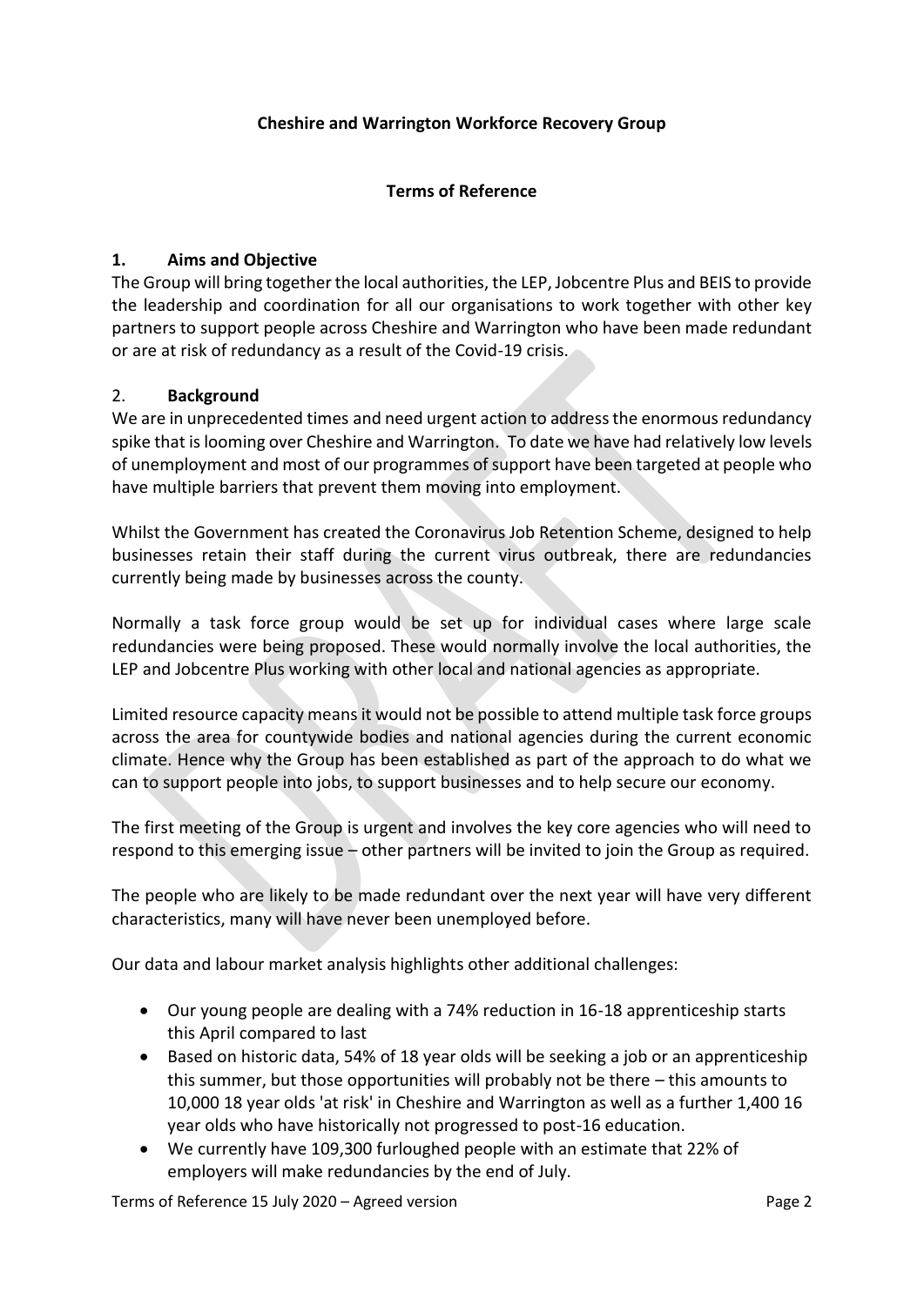**Cheshire and Warrington Workforce Recovery Group**

**Terms of Reference**

## 1. Aims and Objective

The Group will bring together the local authorities, the LEP, Jobcentre Plus and BEIS to provide the leadership and coordination for all our organisations to work together with other key partners to support people across Cheshire and Warrington who have been made redundant or are at risk of redundancy as a result of the Covid-19 crisis.

## 2. Background

We are in unprecedented times and need urgent action to address the enormous redundancy spike that is looming over Cheshire and Warrington. To date we have had relatively low levels of unemployment and most of our programmes of support have been targeted at people who have multiple barriers that prevent them moving into employment.

Whilst the Government has created the Coronavirus Job Retention Scheme, designed to help businesses retain their staff during the current virus outbreak, there are redundancies currently being made by businesses across the county.

Normally a task force group would be set up for individual cases where large scale redundancies were being proposed. These would normally involve the local authorities, the LEP and Jobcentre Plus working with other local and national agencies as appropriate.

Limited resource capacity means it would not be possible to attend multiple task force groups across the area for countywide bodies and national agencies during the current economic climate. Hence why the Group has been established as part of the approach to do what we can to support people into jobs, to support businesses and to help secure our economy.

The first meeting of the Group is urgent and involves the key core agencies who will need to respond to this emerging issue – other partners will be invited to join the Group as required.

The people who are likely to be made redundant over the next year will have very different characteristics, many will have never been unemployed before.

Our data and labour market analysis highlights other additional challenges:

- Our young people are dealing with a 74% reduction in 16-18 apprenticeship starts this April compared to last
- Based on historic data, 54% of 18 year olds will be seeking a job or an apprenticeship this summer, but those opportunities will probably not be there – this amounts to 10,000 18 year olds 'at risk' in Cheshire and Warrington as well as a further 1,400 16 year olds who have historically not progressed to post-16 education.
- We currently have 109,300 furloughed people with an estimate that 22% of employers will make redundancies by the end of July.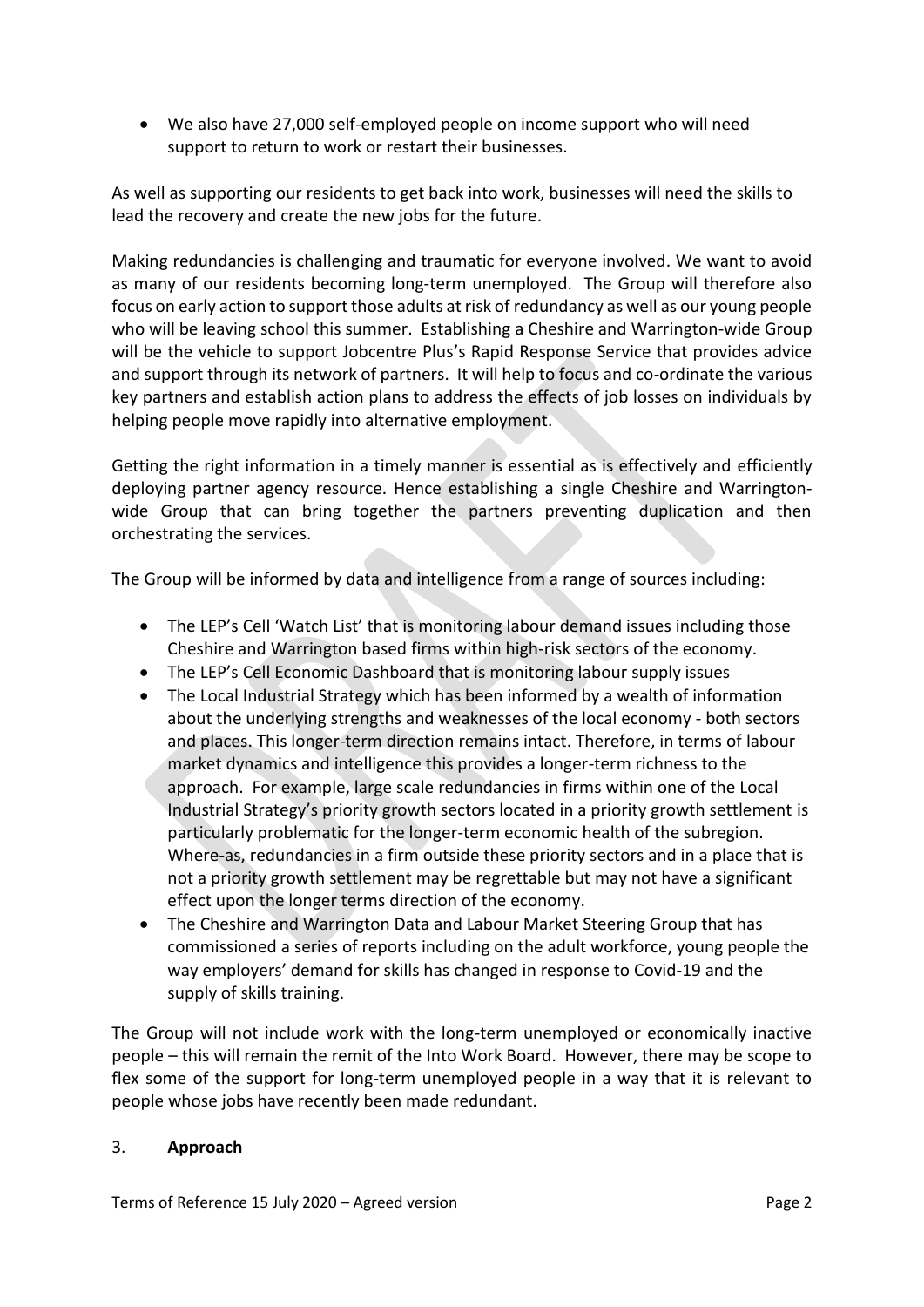- We also have 27,000 self-employed people on income support who will need support to return to work or restart their businesses.

As well as supporting our residents to get back into work, businesses will need the skills to lead the recovery and create the new jobs for the future.

Making redundancies is challenging and traumatic for everyone involved. We want to avoid as many of our residents becoming long-term unemployed. The Group will therefore also focus on early action to support those adults at risk of redundancy as well as our young people who will be leaving school this summer. Establishing a Cheshire and Warrington-wide Group will be the vehicle to support Jobcentre Plus's Rapid Response Service that provides advice and support through its network of partners. It will help to focus and co-ordinate the various key partners and establish action plans to address the effects of job losses on individuals by helping people move rapidly into alternative employment.

Getting the right information in a timely manner is essential as is effectively and efficiently deploying partner agency resource. Hence establishing a single Cheshire and Warrington-wide Group that can bring together the partners preventing duplication and then orchestrating the services.

The Group will be informed by data and intelligence from a range of sources including:

- The LEP's Cell 'Watch List' that is monitoring labour demand issues including those Cheshire and Warrington based firms within high-risk sectors of the economy.
- The LEP's Cell Economic Dashboard that is monitoring labour supply issues
- The Local Industrial Strategy which has been informed by a wealth of information about the underlying strengths and weaknesses of the local economy - both sectors and places. This longer-term direction remains intact. Therefore, in terms of labour market dynamics and intelligence this provides a longer-term richness to the approach. For example, large scale redundancies in firms within one of the Local Industrial Strategy's priority growth sectors located in a priority growth settlement is particularly problematic for the longer-term economic health of the subregion. Where-as, redundancies in a firm outside these priority sectors and in a place that is not a priority growth settlement may be regrettable but may not have a significant effect upon the longer terms direction of the economy.
- The Cheshire and Warrington Data and Labour Market Steering Group that has commissioned a series of reports including on the adult workforce, young people the way employers' demand for skills has changed in response to Covid-19 and the supply of skills training.

The Group will not include work with the long-term unemployed or economically inactive people – this will remain the remit of the Into Work Board. However, there may be scope to flex some of the support for long-term unemployed people in a way that it is relevant to people whose jobs have recently been made redundant.

## 3. **Approach**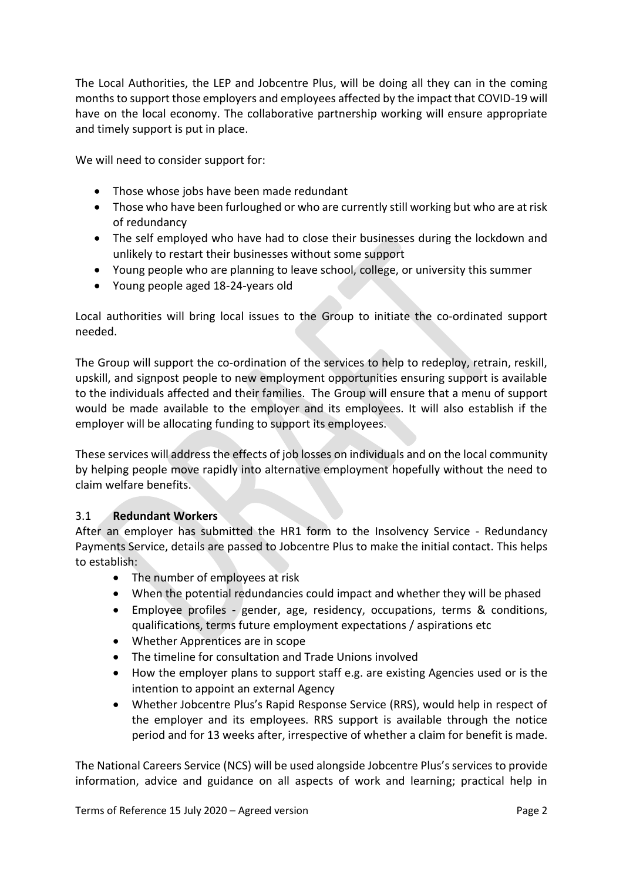The Local Authorities, the LEP and Jobcentre Plus, will be doing all they can in the coming months to support those employers and employees affected by the impact that COVID-19 will have on the local economy. The collaborative partnership working will ensure appropriate and timely support is put in place.

We will need to consider support for:

- Those whose jobs have been made redundant
- Those who have been furloughed or who are currently still working but who are at risk of redundancy
- The self employed who have had to close their businesses during the lockdown and unlikely to restart their businesses without some support
- Young people who are planning to leave school, college, or university this summer
- Young people aged 18-24-years old

Local authorities will bring local issues to the Group to initiate the co-ordinated support needed.

The Group will support the co-ordination of the services to help to redeploy, retrain, reskill, upskill, and signpost people to new employment opportunities ensuring support is available to the individuals affected and their families. The Group will ensure that a menu of support would be made available to the employer and its employees. It will also establish if the employer will be allocating funding to support its employees.

These services will address the effects of job losses on individuals and on the local community by helping people move rapidly into alternative employment hopefully without the need to claim welfare benefits.

### 3.1 **Redundant Workers**

After an employer has submitted the HR1 form to the Insolvency Service - Redundancy Payments Service, details are passed to Jobcentre Plus to make the initial contact. This helps to establish:

- The number of employees at risk
- When the potential redundancies could impact and whether they will be phased
- Employee profiles - gender, age, residency, occupations, terms & conditions, qualifications, terms future employment expectations / aspirations etc
- Whether Apprentices are in scope
- The timeline for consultation and Trade Unions involved
- How the employer plans to support staff e.g. are existing Agencies used or is the intention to appoint an external Agency
- Whether Jobcentre Plus's Rapid Response Service (RRS), would help in respect of the employer and its employees. RRS support is available through the notice period and for 13 weeks after, irrespective of whether a claim for benefit is made.

The National Careers Service (NCS) will be used alongside Jobcentre Plus's services to provide information, advice and guidance on all aspects of work and learning; practical help in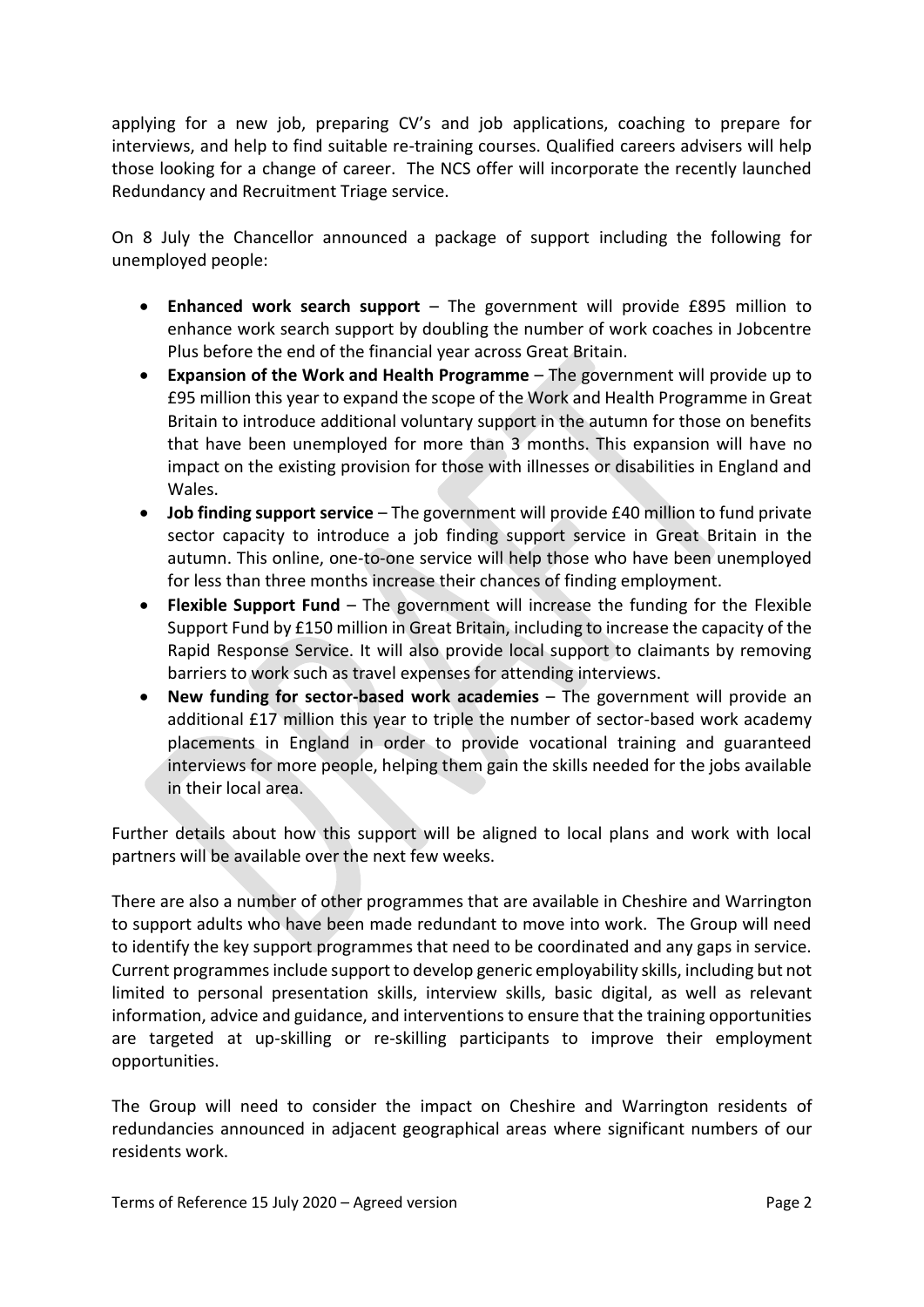applying for a new job, preparing CV's and job applications, coaching to prepare for interviews, and help to find suitable re-training courses. Qualified careers advisers will help those looking for a change of career. The NCS offer will incorporate the recently launched Redundancy and Recruitment Triage service.

On 8 July the Chancellor announced a package of support including the following for unemployed people:

- **Enhanced work search support** – The government will provide £895 million to enhance work search support by doubling the number of work coaches in Jobcentre Plus before the end of the financial year across Great Britain.
- **Expansion of the Work and Health Programme** – The government will provide up to £95 million this year to expand the scope of the Work and Health Programme in Great Britain to introduce additional voluntary support in the autumn for those on benefits that have been unemployed for more than 3 months. This expansion will have no impact on the existing provision for those with illnesses or disabilities in England and Wales.
- **Job finding support service** – The government will provide £40 million to fund private sector capacity to introduce a job finding support service in Great Britain in the autumn. This online, one-to-one service will help those who have been unemployed for less than three months increase their chances of finding employment.
- **Flexible Support Fund** – The government will increase the funding for the Flexible Support Fund by £150 million in Great Britain, including to increase the capacity of the Rapid Response Service. It will also provide local support to claimants by removing barriers to work such as travel expenses for attending interviews.
- **New funding for sector-based work academies** – The government will provide an additional £17 million this year to triple the number of sector-based work academy placements in England in order to provide vocational training and guaranteed interviews for more people, helping them gain the skills needed for the jobs available in their local area.

Further details about how this support will be aligned to local plans and work with local partners will be available over the next few weeks.

There are also a number of other programmes that are available in Cheshire and Warrington to support adults who have been made redundant to move into work. The Group will need to identify the key support programmes that need to be coordinated and any gaps in service. Current programmes include support to develop generic employability skills, including but not limited to personal presentation skills, interview skills, basic digital, as well as relevant information, advice and guidance, and interventions to ensure that the training opportunities are targeted at up-skilling or re-skilling participants to improve their employment opportunities.

The Group will need to consider the impact on Cheshire and Warrington residents of redundancies announced in adjacent geographical areas where significant numbers of our residents work.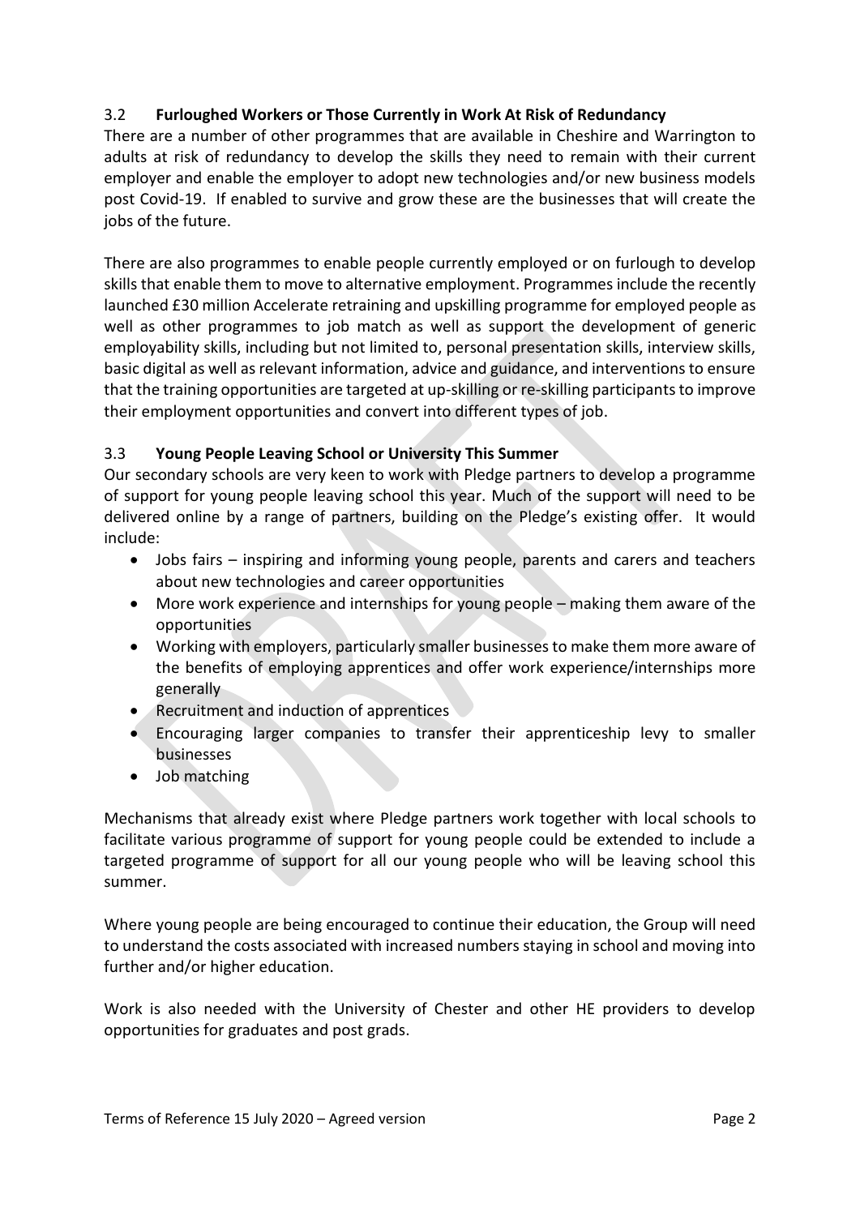### 3.2 **Furloughed Workers or Those Currently in Work At Risk of Redundancy**

There are a number of other programmes that are available in Cheshire and Warrington to adults at risk of redundancy to develop the skills they need to remain with their current employer and enable the employer to adopt new technologies and/or new business models post Covid-19. If enabled to survive and grow these are the businesses that will create the jobs of the future.

There are also programmes to enable people currently employed or on furlough to develop skills that enable them to move to alternative employment. Programmes include the recently launched £30 million Accelerate retraining and upskilling programme for employed people as well as other programmes to job match as well as support the development of generic employability skills, including but not limited to, personal presentation skills, interview skills, basic digital as well as relevant information, advice and guidance, and interventions to ensure that the training opportunities are targeted at up-skilling or re-skilling participants to improve their employment opportunities and convert into different types of job.

### 3.3 **Young People Leaving School or University This Summer**

Our secondary schools are very keen to work with Pledge partners to develop a programme of support for young people leaving school this year. Much of the support will need to be delivered online by a range of partners, building on the Pledge's existing offer. It would include:

- Jobs fairs – inspiring and informing young people, parents and carers and teachers about new technologies and career opportunities
- More work experience and internships for young people – making them aware of the opportunities
- Working with employers, particularly smaller businesses to make them more aware of the benefits of employing apprentices and offer work experience/internships more generally
- Recruitment and induction of apprentices
- Encouraging larger companies to transfer their apprenticeship levy to smaller businesses
- Job matching

Mechanisms that already exist where Pledge partners work together with local schools to facilitate various programme of support for young people could be extended to include a targeted programme of support for all our young people who will be leaving school this summer.

Where young people are being encouraged to continue their education, the Group will need to understand the costs associated with increased numbers staying in school and moving into further and/or higher education.

Work is also needed with the University of Chester and other HE providers to develop opportunities for graduates and post grads.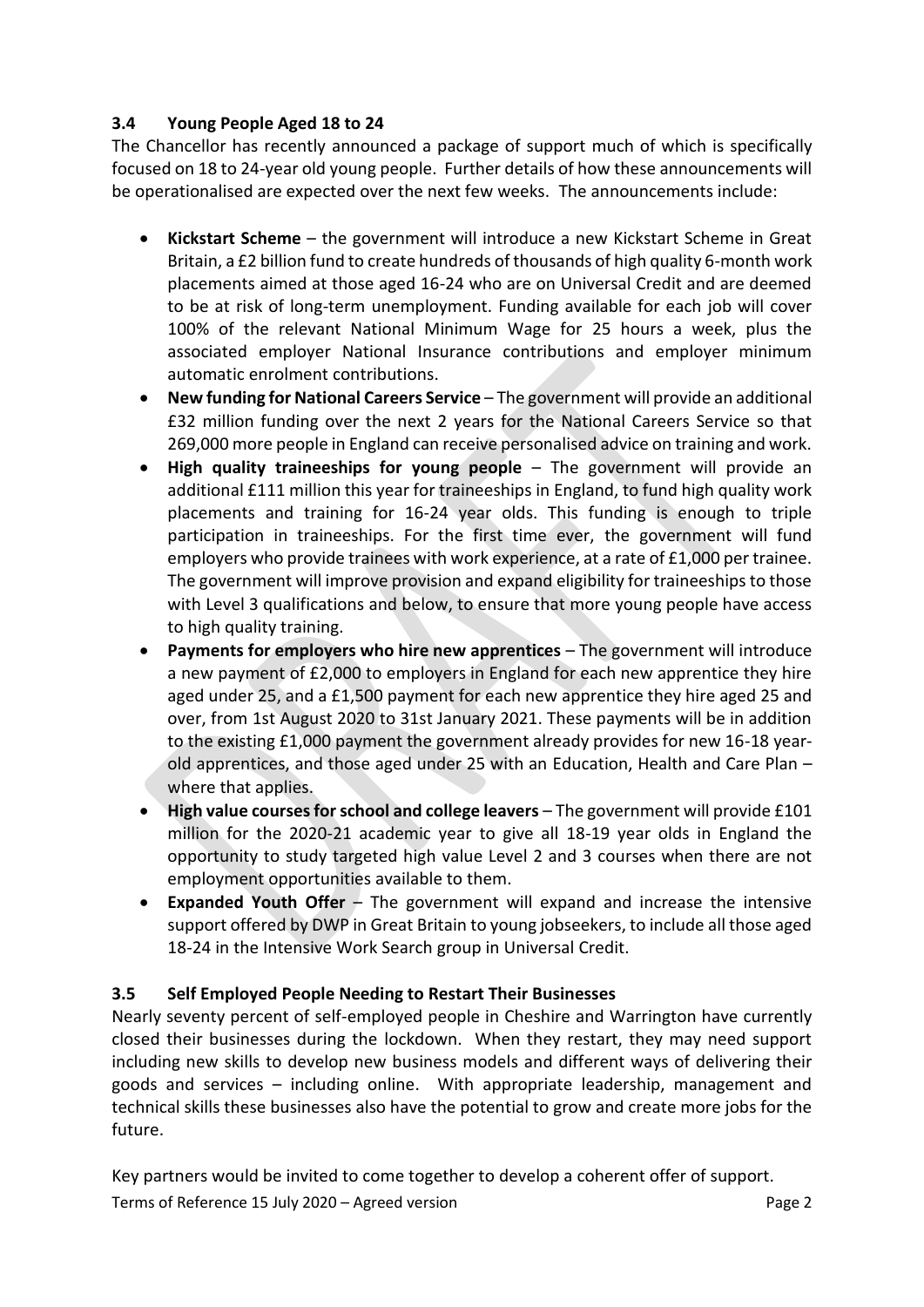### 3.4 Young People Aged 18 to 24

The Chancellor has recently announced a package of support much of which is specifically focused on 18 to 24-year old young people. Further details of how these announcements will be operationalised are expected over the next few weeks. The announcements include:

- **Kickstart Scheme** – the government will introduce a new Kickstart Scheme in Great Britain, a £2 billion fund to create hundreds of thousands of high quality 6-month work placements aimed at those aged 16-24 who are on Universal Credit and are deemed to be at risk of long-term unemployment. Funding available for each job will cover 100% of the relevant National Minimum Wage for 25 hours a week, plus the associated employer National Insurance contributions and employer minimum automatic enrolment contributions.
- **New funding for National Careers Service** – The government will provide an additional £32 million funding over the next 2 years for the National Careers Service so that 269,000 more people in England can receive personalised advice on training and work.
- **High quality traineeships for young people** – The government will provide an additional £111 million this year for traineeships in England, to fund high quality work placements and training for 16-24 year olds. This funding is enough to triple participation in traineeships. For the first time ever, the government will fund employers who provide trainees with work experience, at a rate of £1,000 per trainee. The government will improve provision and expand eligibility for traineeships to those with Level 3 qualifications and below, to ensure that more young people have access to high quality training.
- **Payments for employers who hire new apprentices** – The government will introduce a new payment of £2,000 to employers in England for each new apprentice they hire aged under 25, and a £1,500 payment for each new apprentice they hire aged 25 and over, from 1st August 2020 to 31st January 2021. These payments will be in addition to the existing £1,000 payment the government already provides for new 16-18 year-old apprentices, and those aged under 25 with an Education, Health and Care Plan – where that applies.
- **High value courses for school and college leavers** – The government will provide £101 million for the 2020-21 academic year to give all 18-19 year olds in England the opportunity to study targeted high value Level 2 and 3 courses when there are not employment opportunities available to them.
- **Expanded Youth Offer** – The government will expand and increase the intensive support offered by DWP in Great Britain to young jobseekers, to include all those aged 18-24 in the Intensive Work Search group in Universal Credit.

### 3.5 Self Employed People Needing to Restart Their Businesses

Nearly seventy percent of self-employed people in Cheshire and Warrington have currently closed their businesses during the lockdown. When they restart, they may need support including new skills to develop new business models and different ways of delivering their goods and services – including online. With appropriate leadership, management and technical skills these businesses also have the potential to grow and create more jobs for the future.

Key partners would be invited to come together to develop a coherent offer of support.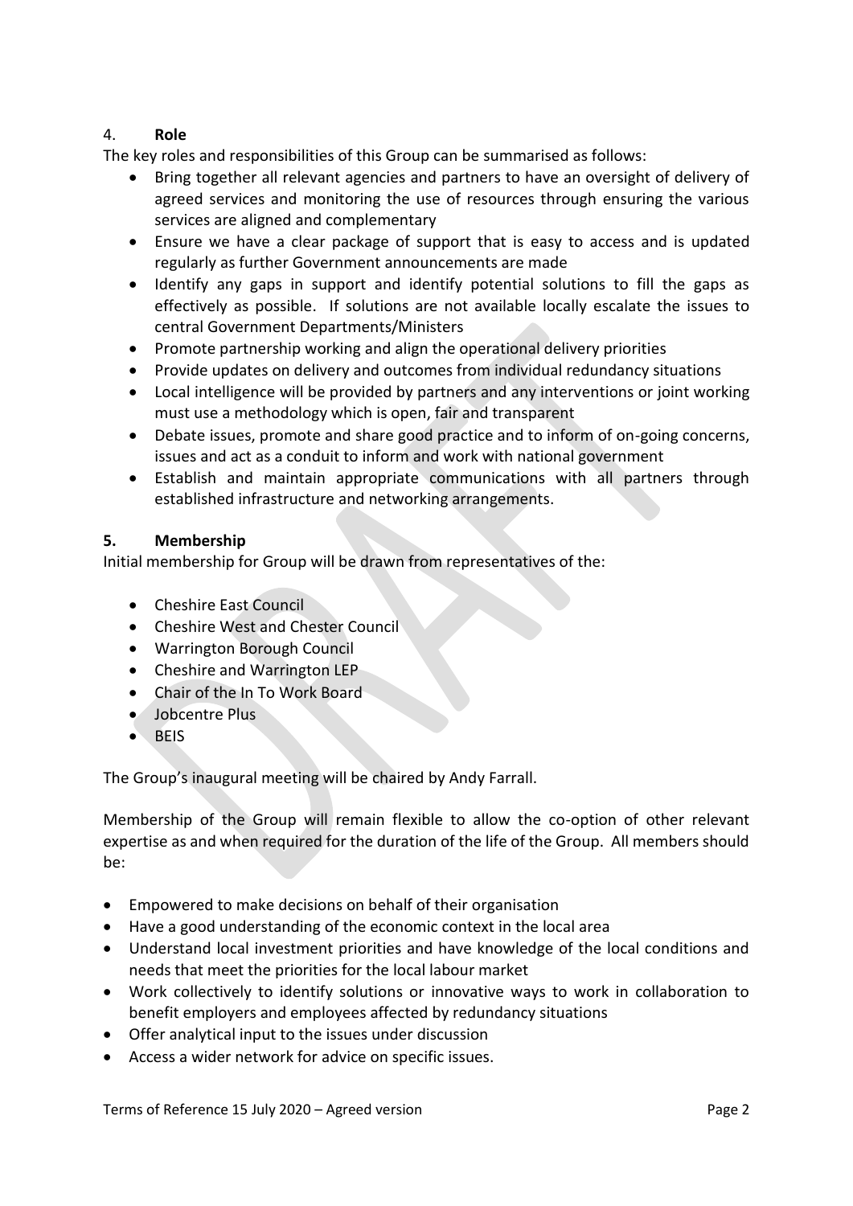## 4. **Role**

The key roles and responsibilities of this Group can be summarised as follows:

- Bring together all relevant agencies and partners to have an oversight of delivery of agreed services and monitoring the use of resources through ensuring the various services are aligned and complementary
- Ensure we have a clear package of support that is easy to access and is updated regularly as further Government announcements are made
- Identify any gaps in support and identify potential solutions to fill the gaps as effectively as possible. If solutions are not available locally escalate the issues to central Government Departments/Ministers
- Promote partnership working and align the operational delivery priorities
- Provide updates on delivery and outcomes from individual redundancy situations
- Local intelligence will be provided by partners and any interventions or joint working must use a methodology which is open, fair and transparent
- Debate issues, promote and share good practice and to inform of on-going concerns, issues and act as a conduit to inform and work with national government
- Establish and maintain appropriate communications with all partners through established infrastructure and networking arrangements.

## 5. **Membership**

Initial membership for Group will be drawn from representatives of the:

- Cheshire East Council
- Cheshire West and Chester Council
- Warrington Borough Council
- Cheshire and Warrington LEP
- Chair of the In To Work Board
- Jobcentre Plus
- BEIS

The Group's inaugural meeting will be chaired by Andy Farrall.

Membership of the Group will remain flexible to allow the co-option of other relevant expertise as and when required for the duration of the life of the Group. All members should be:

- Empowered to make decisions on behalf of their organisation
- Have a good understanding of the economic context in the local area
- Understand local investment priorities and have knowledge of the local conditions and needs that meet the priorities for the local labour market
- Work collectively to identify solutions or innovative ways to work in collaboration to benefit employers and employees affected by redundancy situations
- Offer analytical input to the issues under discussion
- Access a wider network for advice on specific issues.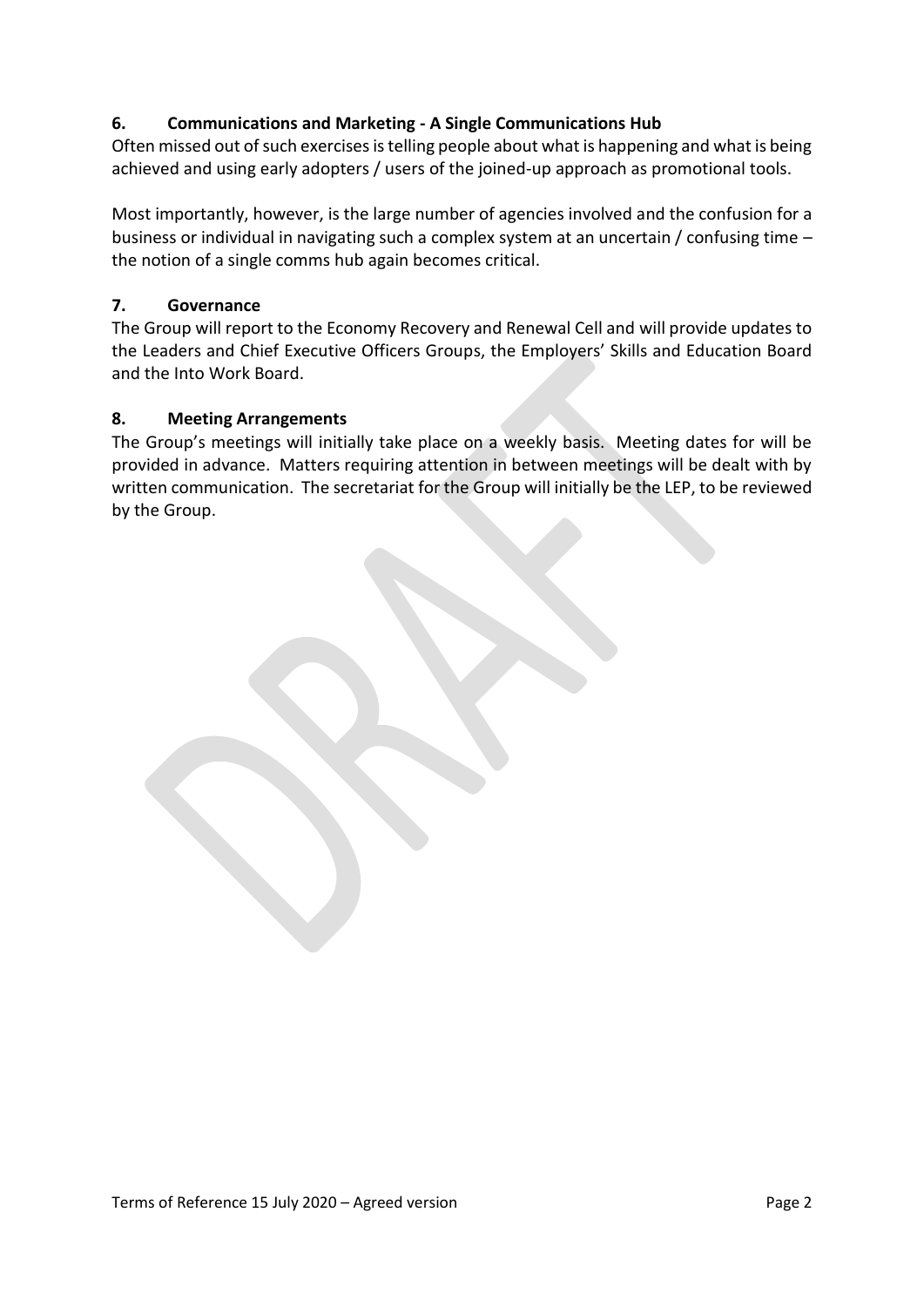### 6. Communications and Marketing - A Single Communications Hub

Often missed out of such exercises is telling people about what is happening and what is being achieved and using early adopters / users of the joined-up approach as promotional tools.

Most importantly, however, is the large number of agencies involved and the confusion for a business or individual in navigating such a complex system at an uncertain / confusing time – the notion of a single comms hub again becomes critical.

### 7. Governance

The Group will report to the Economy Recovery and Renewal Cell and will provide updates to the Leaders and Chief Executive Officers Groups, the Employers' Skills and Education Board and the Into Work Board.

### 8. Meeting Arrangements

The Group's meetings will initially take place on a weekly basis. Meeting dates for will be provided in advance. Matters requiring attention in between meetings will be dealt with by written communication. The secretariat for the Group will initially be the LEP, to be reviewed by the Group.